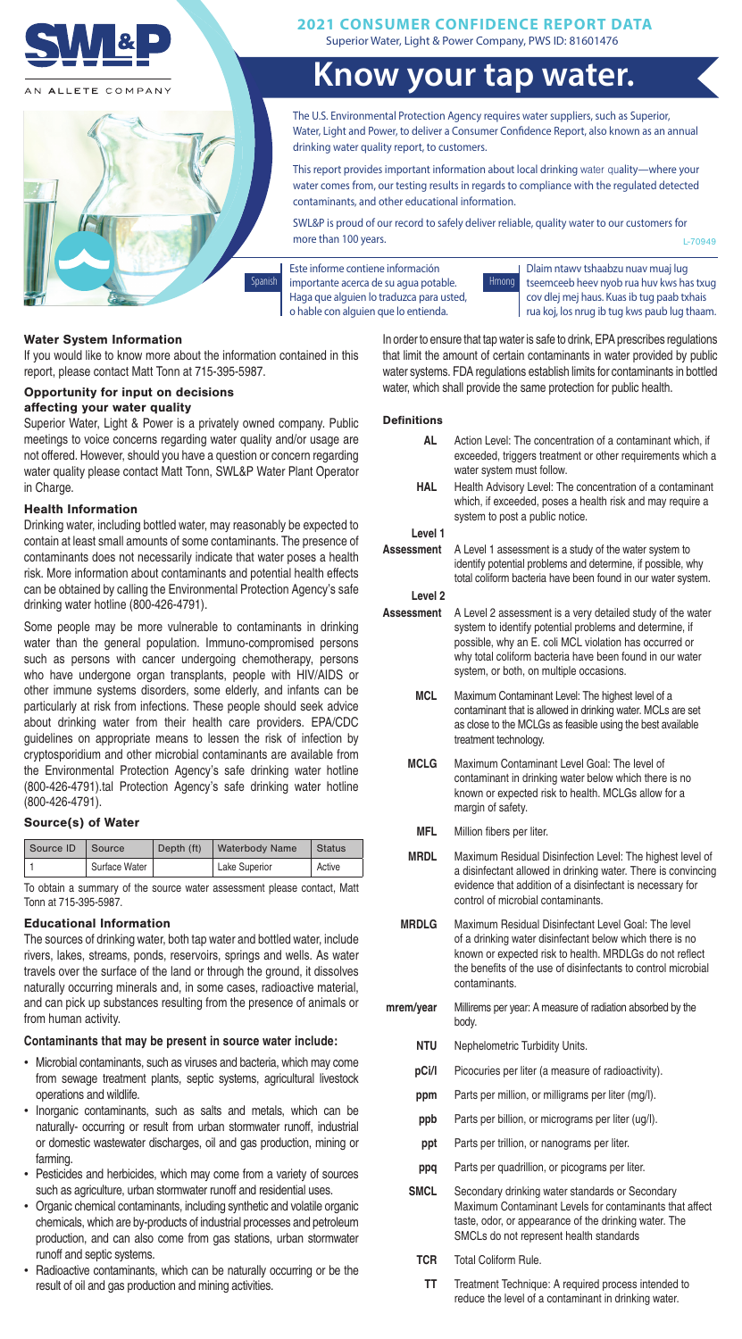# 2021 CONSUMER CONFIDENCE REPORT DATA

Superior Water, Light & Power Company, PWS ID: 81601476

## Know your tap water.

The U.S. Environmental Protection Agency requires water suppliers, such as Superior, Water, Light and Power, to deliver a Consumer Confidence Report, also known as an annual drinking water quality report, to customers.

This report provides important information about local drinking water quality—where your water comes from, our testing results in regards to compliance with the regulated detected contaminants, and other educational information.

SWL&P is proud of our record to safely deliver reliable, quality water to our customers for more than 100 years.

L-70949

Spanish: Este informe contiene información importante acerca de su agua potable. Haga que alguien lo traduzca para usted, o hable con alguien que lo entienda.

Hmong: Dlaim ntawv tshaabzu nuav muaj lug tseemceeb heev nyob rua huv kws has txug cov dlej mej haus. Kuas ib tug paab txhais rua koj, los nrug ib tug kws paub lug thaam.

### Water System Information

If you would like to know more about the information contained in this report, please contact Matt Tonn at 715-395-5987.

### Opportunity for input on decisions affecting your water quality

Superior Water, Light & Power is a privately owned company. Public meetings to voice concerns regarding water quality and/or usage are not offered. However, should you have a question or concern regarding water quality please contact Matt Tonn, SWL&P Water Plant Operator in Charge.

### Health Information

Drinking water, including bottled water, may reasonably be expected to contain at least small amounts of some contaminants. The presence of contaminants does not necessarily indicate that water poses a health risk. More information about contaminants and potential health effects can be obtained by calling the Environmental Protection Agency's safe drinking water hotline (800-426-4791).

Some people may be more vulnerable to contaminants in drinking water than the general population. Immuno-compromised persons such as persons with cancer undergoing chemotherapy, persons who have undergone organ transplants, people with HIV/AIDS or other immune systems disorders, some elderly, and infants can be particularly at risk from infections. These people should seek advice about drinking water from their health care providers. EPA/CDC guidelines on appropriate means to lessen the risk of infection by cryptosporidium and other microbial contaminants are available from the Environmental Protection Agency's safe drinking water hotline (800-426-4791).tal Protection Agency's safe drinking water hotline (800-426-4791).

### Source(s) of Water

| Source ID | Source | Depth (ft) | Waterbody Name | Status |
|---|---|---|---|---|
| 1 | Surface Water | | Lake Superior | Active |

To obtain a summary of the source water assessment please contact, Matt Tonn at 715-395-5987.

### Educational Information

The sources of drinking water, both tap water and bottled water, include rivers, lakes, streams, ponds, reservoirs, springs and wells. As water travels over the surface of the land or through the ground, it dissolves naturally occurring minerals and, in some cases, radioactive material, and can pick up substances resulting from the presence of animals or from human activity.

#### Contaminants that may be present in source water include:

- Microbial contaminants, such as viruses and bacteria, which may come from sewage treatment plants, septic systems, agricultural livestock operations and wildlife.
- Inorganic contaminants, such as salts and metals, which can be naturally- occurring or result from urban stormwater runoff, industrial or domestic wastewater discharges, oil and gas production, mining or farming.
- Pesticides and herbicides, which may come from a variety of sources such as agriculture, urban stormwater runoff and residential uses.
- Organic chemical contaminants, including synthetic and volatile organic chemicals, which are by-products of industrial processes and petroleum production, and can also come from gas stations, urban stormwater runoff and septic systems.
- Radioactive contaminants, which can be naturally occurring or be the result of oil and gas production and mining activities.

In order to ensure that tap water is safe to drink, EPA prescribes regulations that limit the amount of certain contaminants in water provided by public water systems. FDA regulations establish limits for contaminants in bottled water, which shall provide the same protection for public health.

### Definitions

| Term | Definition |
|---|---|
| **AL** | Action Level: The concentration of a contaminant which, if exceeded, triggers treatment or other requirements which a water system must follow. |
| **HAL** | Health Advisory Level: The concentration of a contaminant which, if exceeded, poses a health risk and may require a system to post a public notice. |
| **Level 1 Assessment** | A Level 1 assessment is a study of the water system to identify potential problems and determine, if possible, why total coliform bacteria have been found in our water system. |
| **Level 2 Assessment** | A Level 2 assessment is a very detailed study of the water system to identify potential problems and determine, if possible, why an E. coli MCL violation has occurred or why total coliform bacteria have been found in our water system, or both, on multiple occasions. |
| **MCL** | Maximum Contaminant Level: The highest level of a contaminant that is allowed in drinking water. MCLs are set as close to the MCLGs as feasible using the best available treatment technology. |
| **MCLG** | Maximum Contaminant Level Goal: The level of contaminant in drinking water below which there is no known or expected risk to health. MCLGs allow for a margin of safety. |
| **MFL** | Million fibers per liter. |
| **MRDL** | Maximum Residual Disinfection Level: The highest level of a disinfectant allowed in drinking water. There is convincing evidence that addition of a disinfectant is necessary for control of microbial contaminants. |
| **MRDLG** | Maximum Residual Disinfectant Level Goal: The level of a drinking water disinfectant below which there is no known or expected risk to health. MRDLGs do not reflect the benefits of the use of disinfectants to control microbial contaminants. |
| **mrem/year** | Millirems per year: A measure of radiation absorbed by the body. |
| **NTU** | Nephelometric Turbidity Units. |
| **pCi/l** | Picocuries per liter (a measure of radioactivity). |
| **ppm** | Parts per million, or milligrams per liter (mg/l). |
| **ppb** | Parts per billion, or micrograms per liter (ug/l). |
| **ppt** | Parts per trillion, or nanograms per liter. |
| **ppq** | Parts per quadrillion, or picograms per liter. |
| **SMCL** | Secondary drinking water standards or Secondary Maximum Contaminant Levels for contaminants that affect taste, odor, or appearance of the drinking water. The SMCLs do not represent health standards |
| **TCR** | Total Coliform Rule. |
| **TT** | Treatment Technique: A required process intended to reduce the level of a contaminant in drinking water. |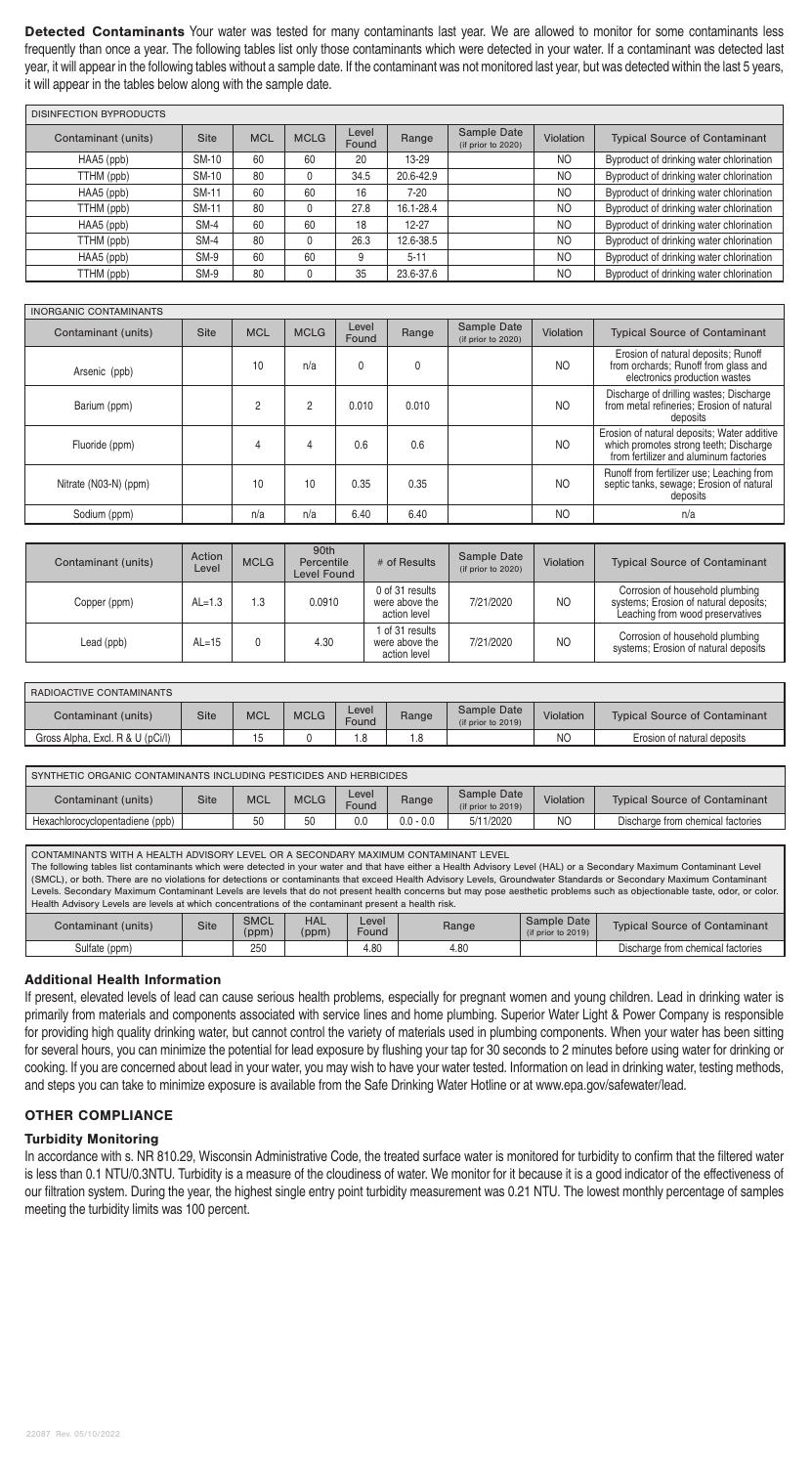**Detected Contaminants** Your water was tested for many contaminants last year. We are allowed to monitor for some contaminants less frequently than once a year. The following tables list only those contaminants which were detected in your water. If a contaminant was detected last year, it will appear in the following tables without a sample date. If the contaminant was not monitored last year, but was detected within the last 5 years, it will appear in the tables below along with the sample date.

| DISINFECTION BYPRODUCTS | | | | | | | | |
|---|---|---|---|---|---|---|---|---|
| Contaminant (units) | Site | MCL | MCLG | Level Found | Range | Sample Date (if prior to 2020) | Violation | Typical Source of Contaminant |
| HAA5 (ppb) | SM-10 | 60 | 60 | 20 | 13-29 | | NO | Byproduct of drinking water chlorination |
| TTHM (ppb) | SM-10 | 80 | 0 | 34.5 | 20.6-42.9 | | NO | Byproduct of drinking water chlorination |
| HAA5 (ppb) | SM-11 | 60 | 60 | 16 | 7-20 | | NO | Byproduct of drinking water chlorination |
| TTHM (ppb) | SM-11 | 80 | 0 | 27.8 | 16.1-28.4 | | NO | Byproduct of drinking water chlorination |
| HAA5 (ppb) | SM-4 | 60 | 60 | 18 | 12-27 | | NO | Byproduct of drinking water chlorination |
| TTHM (ppb) | SM-4 | 80 | 0 | 26.3 | 12.6-38.5 | | NO | Byproduct of drinking water chlorination |
| HAA5 (ppb) | SM-9 | 60 | 60 | 9 | 5-11 | | NO | Byproduct of drinking water chlorination |
| TTHM (ppb) | SM-9 | 80 | 0 | 35 | 23.6-37.6 | | NO | Byproduct of drinking water chlorination |

| INORGANIC CONTAMINANTS | | | | | | | | |
|---|---|---|---|---|---|---|---|---|
| Contaminant (units) | Site | MCL | MCLG | Level Found | Range | Sample Date (if prior to 2020) | Violation | Typical Source of Contaminant |
| Arsenic (ppb) | | 10 | n/a | 0 | 0 | | NO | Erosion of natural deposits; Runoff from orchards; Runoff from glass and electronics production wastes |
| Barium (ppm) | | 2 | 2 | 0.010 | 0.010 | | NO | Discharge of drilling wastes; Discharge from metal refineries; Erosion of natural deposits |
| Fluoride (ppm) | | 4 | 4 | 0.6 | 0.6 | | NO | Erosion of natural deposits; Water additive which promotes strong teeth; Discharge from fertilizer and aluminum factories |
| Nitrate (N03-N) (ppm) | | 10 | 10 | 0.35 | 0.35 | | NO | Runoff from fertilizer use; Leaching from septic tanks, sewage; Erosion of natural deposits |
| Sodium (ppm) | | n/a | n/a | 6.40 | 6.40 | | NO | n/a |

| Contaminant (units) | Action Level | MCLG | 90th Percentile Level Found | # of Results | Sample Date (if prior to 2020) | Violation | Typical Source of Contaminant |
|---|---|---|---|---|---|---|---|
| Copper (ppm) | AL=1.3 | 1.3 | 0.0910 | 0 of 31 results were above the action level | 7/21/2020 | NO | Corrosion of household plumbing systems; Erosion of natural deposits; Leaching from wood preservatives |
| Lead (ppb) | AL=15 | 0 | 4.30 | 1 of 31 results were above the action level | 7/21/2020 | NO | Corrosion of household plumbing systems; Erosion of natural deposits |

| RADIOACTIVE CONTAMINANTS | | | | | | | | |
|---|---|---|---|---|---|---|---|---|
| Contaminant (units) | Site | MCL | MCLG | Level Found | Range | Sample Date (if prior to 2019) | Violation | Typical Source of Contaminant |
| Gross Alpha, Excl. R & U (pCi/l) | | 15 | 0 | 1.8 | 1.8 | | NO | Erosion of natural deposits |

| SYNTHETIC ORGANIC CONTAMINANTS INCLUDING PESTICIDES AND HERBICIDES | | | | | | | | |
|---|---|---|---|---|---|---|---|---|
| Contaminant (units) | Site | MCL | MCLG | Level Found | Range | Sample Date (if prior to 2019) | Violation | Typical Source of Contaminant |
| Hexachlorocyclopentadiene (ppb) | | 50 | 50 | 0.0 | 0.0 - 0.0 | 5/11/2020 | NO | Discharge from chemical factories |

CONTAMINANTS WITH A HEALTH ADVISORY LEVEL OR A SECONDARY MAXIMUM CONTAMINANT LEVEL

The following tables list contaminants which were detected in your water and that have either a Health Advisory Level (HAL) or a Secondary Maximum Contaminant Level (SMCL), or both. There are no violations for detections or contaminants that exceed Health Advisory Levels, Groundwater Standards or Secondary Maximum Contaminant Levels. Secondary Maximum Contaminant Levels are levels that do not present health concerns but may pose aesthetic problems such as objectionable taste, odor, or color. Health Advisory Levels are levels at which concentrations of the contaminant present a health risk.

| Contaminant (units) | Site | SMCL (ppm) | HAL (ppm) | Level Found | Range | Sample Date (if prior to 2019) | Typical Source of Contaminant |
|---|---|---|---|---|---|---|---|
| Sulfate (ppm) | | 250 | | 4.80 | 4.80 | | Discharge from chemical factories |

### Additional Health Information

If present, elevated levels of lead can cause serious health problems, especially for pregnant women and young children. Lead in drinking water is primarily from materials and components associated with service lines and home plumbing. Superior Water Light & Power Company is responsible for providing high quality drinking water, but cannot control the variety of materials used in plumbing components. When your water has been sitting for several hours, you can minimize the potential for lead exposure by flushing your tap for 30 seconds to 2 minutes before using water for drinking or cooking. If you are concerned about lead in your water, you may wish to have your water tested. Information on lead in drinking water, testing methods, and steps you can take to minimize exposure is available from the Safe Drinking Water Hotline or at www.epa.gov/safewater/lead.

## OTHER COMPLIANCE

### Turbidity Monitoring

In accordance with s. NR 810.29, Wisconsin Administrative Code, the treated surface water is monitored for turbidity to confirm that the filtered water is less than 0.1 NTU/0.3NTU. Turbidity is a measure of the cloudiness of water. We monitor for it because it is a good indicator of the effectiveness of our filtration system. During the year, the highest single entry point turbidity measurement was 0.21 NTU. The lowest monthly percentage of samples meeting the turbidity limits was 100 percent.

22087 Rev. 05/10/2022